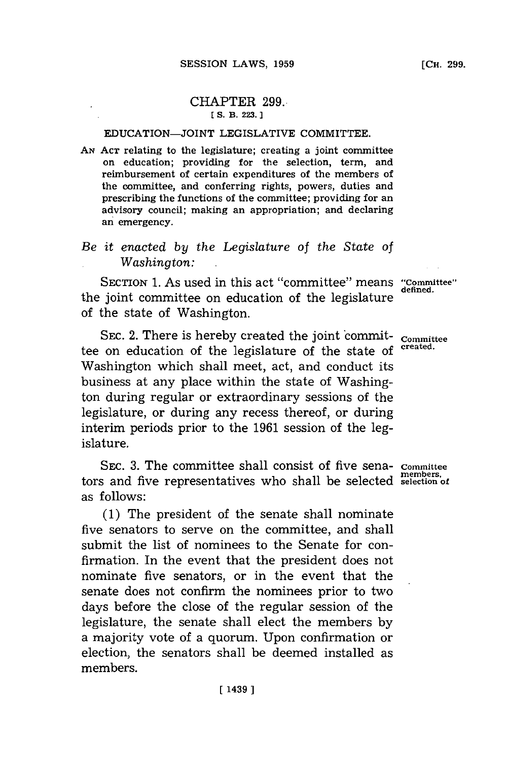# CHAPTER 299.

[S. B. 223.]

## EDUCATION—JOINT LEGISLATIVE COMMITTEE.

AN ACT relating to the legislature; creating a joint committee on education; providing for the selection, term, and reimbursement of certain expenditures of the members of the committee, and conferring rights, powers, duties and prescribing the functions of the committee; providing for an advisory council; making an appropriation; and declaring an emergency.

*Be it enacted by the Legislature of the State of Washington:*

SECTION 1. As used in this act "committee" means the joint committee on education of the legislature of the state of Washington. "Committee" defined.

SEC. 2. There is hereby created the joint committee on education of the legislature of the state of Washington which shall meet, act, and conduct its business at any place within the state of Washington during regular or extraordinary sessions of the legislature, or during any recess thereof, or during interim periods prior to the 1961 session of the legislature. Committee created.

SEC. 3. The committee shall consist of five senators and five representatives who shall be selected as follows: Committee members, selection of

(1) The president of the senate shall nominate five senators to serve on the committee, and shall submit the list of nominees to the Senate for confirmation. In the event that the president does not nominate five senators, or in the event that the senate does not confirm the nominees prior to two days before the close of the regular session of the legislature, the senate shall elect the members by a majority vote of a quorum. Upon confirmation or election, the senators shall be deemed installed as members.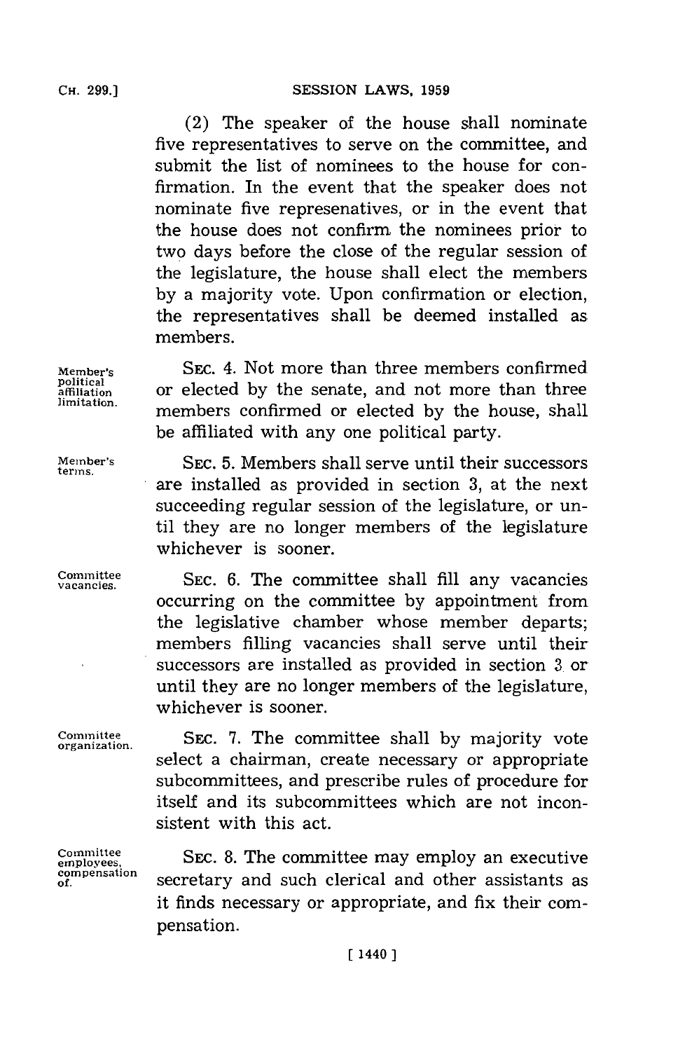(2) The speaker of the house shall nominate five representatives to serve on the committee, and submit the list of nominees to the house for confirmation. In the event that the speaker does not nominate five represenatives, or in the event that the house does not confirm the nominees prior to two days before the close of the regular session of the legislature, the house shall elect the members by a majority vote. Upon confirmation or election, the representatives shall be deemed installed as members.

Member's political affiliation limitation.

SEC. 4. Not more than three members confirmed or elected by the senate, and not more than three members confirmed or elected by the house, shall be affiliated with any one political party.

Member's terms.

SEC. 5. Members shall serve until their successors are installed as provided in section 3, at the next succeeding regular session of the legislature, or until they are no longer members of the legislature whichever is sooner.

Committee vacancies.

SEC. 6. The committee shall fill any vacancies occurring on the committee by appointment from the legislative chamber whose member departs; members filling vacancies shall serve until their successors are installed as provided in section 3 or until they are no longer members of the legislature, whichever is sooner.

Committee organization.

SEC. 7. The committee shall by majority vote select a chairman, create necessary or appropriate subcommittees, and prescribe rules of procedure for itself and its subcommittees which are not inconsistent with this act.

Committee employees, compensation of.

SEC. 8. The committee may employ an executive secretary and such clerical and other assistants as it finds necessary or appropriate, and fix their compensation.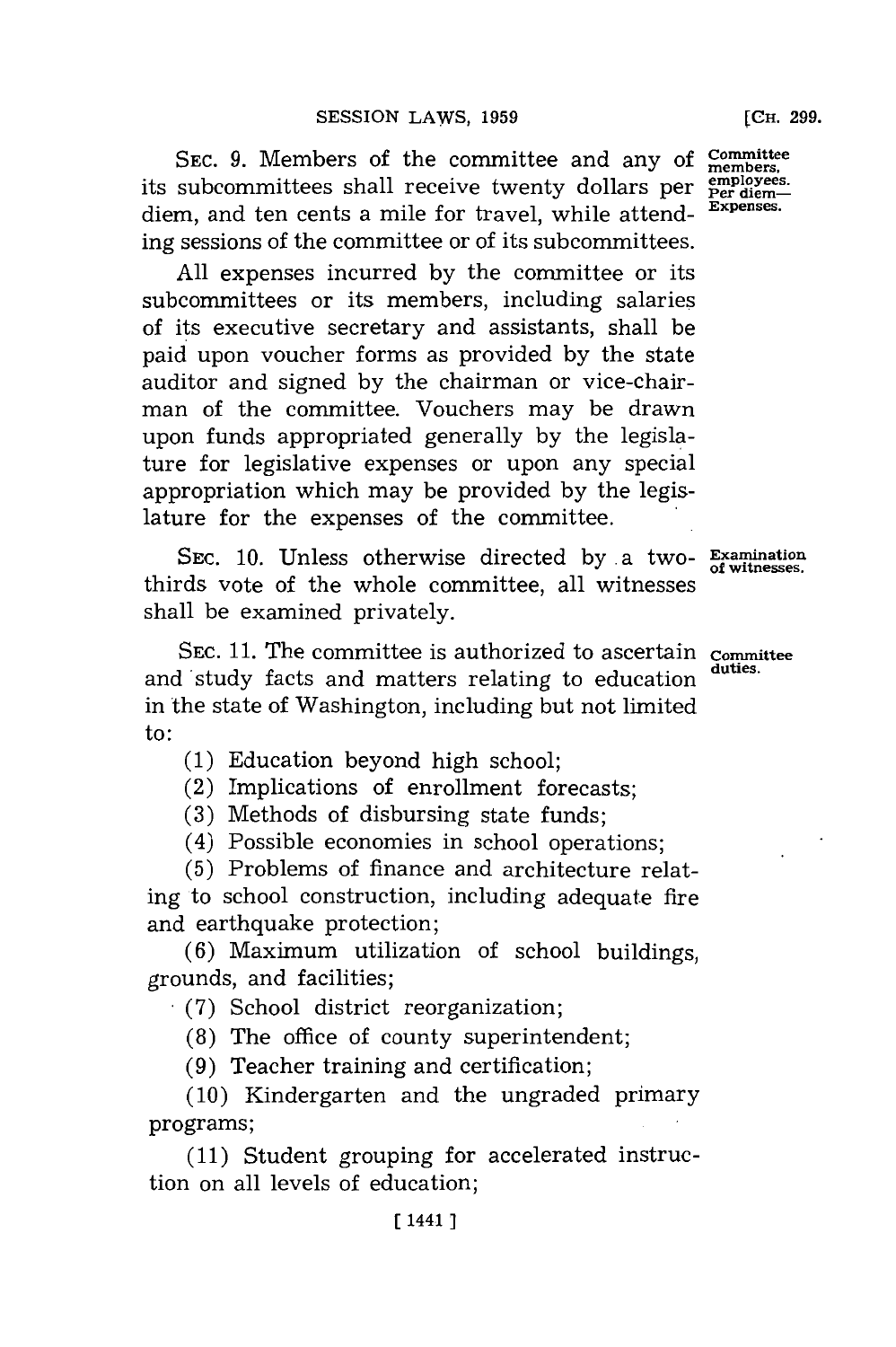SEC. 9. Members of the committee and any of its subcommittees shall receive twenty dollars per diem, and ten cents a mile for travel, while attending sessions of the committee or of its subcommittees.

**Committee members, employees. Per diem—Expenses.**

All expenses incurred by the committee or its subcommittees or its members, including salaries of its executive secretary and assistants, shall be paid upon voucher forms as provided by the state auditor and signed by the chairman or vice-chairman of the committee. Vouchers may be drawn upon funds appropriated generally by the legislature for legislative expenses or upon any special appropriation which may be provided by the legislature for the expenses of the committee.

SEC. 10. Unless otherwise directed by a two-thirds vote of the whole committee, all witnesses shall be examined privately.

**Examination of witnesses.**

SEC. 11. The committee is authorized to ascertain and study facts and matters relating to education in the state of Washington, including but not limited to:

**Committee duties.**

(1) Education beyond high school;

(2) Implications of enrollment forecasts;

(3) Methods of disbursing state funds;

(4) Possible economies in school operations;

(5) Problems of finance and architecture relating to school construction, including adequate fire and earthquake protection;

(6) Maximum utilization of school buildings, grounds, and facilities;

(7) School district reorganization;

(8) The office of county superintendent;

(9) Teacher training and certification;

(10) Kindergarten and the ungraded primary programs;

(11) Student grouping for accelerated instruction on all levels of education;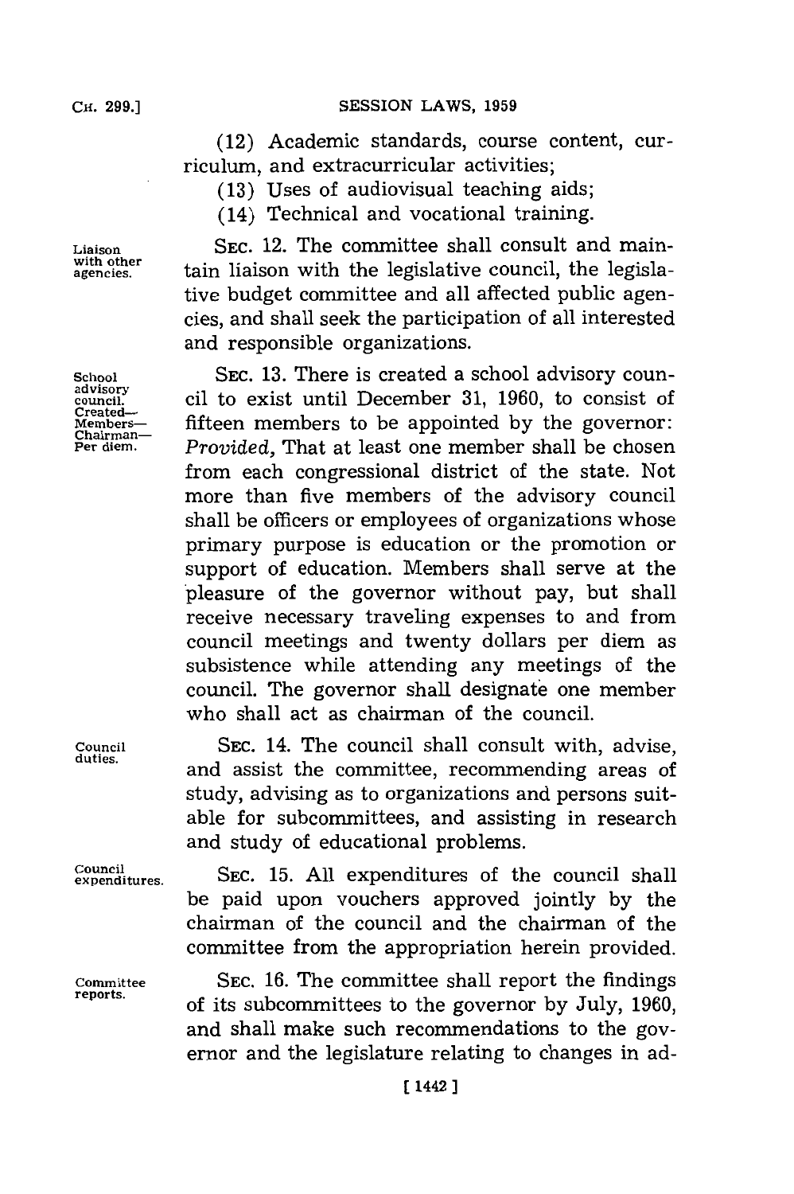(12) Academic standards, course content, curriculum, and extracurricular activities;

(13) Uses of audiovisual teaching aids;

(14) Technical and vocational training.

Liaison with other agencies.

SEC. 12. The committee shall consult and maintain liaison with the legislative council, the legislative budget committee and all affected public agencies, and shall seek the participation of all interested and responsible organizations.

School advisory council. Created—Members—Chairman—Per diem.

SEC. 13. There is created a school advisory council to exist until December 31, 1960, to consist of fifteen members to be appointed by the governor: *Provided,* That at least one member shall be chosen from each congressional district of the state. Not more than five members of the advisory council shall be officers or employees of organizations whose primary purpose is education or the promotion or support of education. Members shall serve at the pleasure of the governor without pay, but shall receive necessary traveling expenses to and from council meetings and twenty dollars per diem as subsistence while attending any meetings of the council. The governor shall designate one member who shall act as chairman of the council.

Council duties.

SEC. 14. The council shall consult with, advise, and assist the committee, recommending areas of study, advising as to organizations and persons suitable for subcommittees, and assisting in research and study of educational problems.

Council expenditures.

SEC. 15. All expenditures of the council shall be paid upon vouchers approved jointly by the chairman of the council and the chairman of the committee from the appropriation herein provided.

Committee reports.

SEC. 16. The committee shall report the findings of its subcommittees to the governor by July, 1960, and shall make such recommendations to the governor and the legislature relating to changes in ad-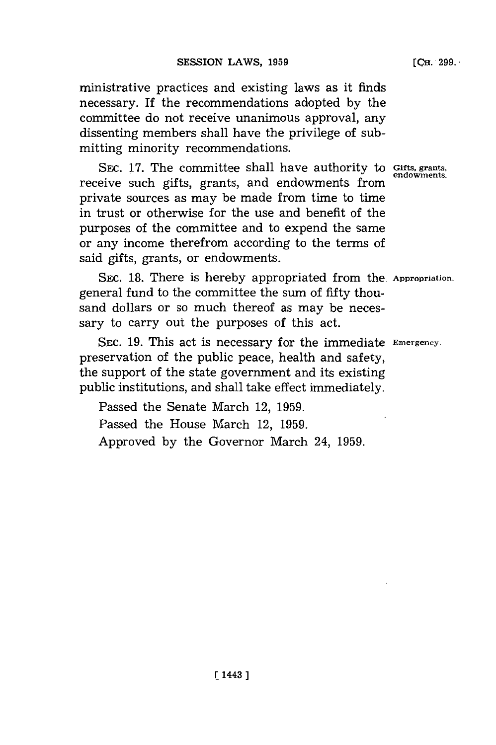ministrative practices and existing laws as it finds necessary. If the recommendations adopted by the committee do not receive unanimous approval, any dissenting members shall have the privilege of submitting minority recommendations.

SEC. 17. The committee shall have authority to receive such gifts, grants, and endowments from private sources as may be made from time to time in trust or otherwise for the use and benefit of the purposes of the committee and to expend the same or any income therefrom according to the terms of said gifts, grants, or endowments.

**Gifts, grants, endowments.**

SEC. 18. There is hereby appropriated from the general fund to the committee the sum of fifty thousand dollars or so much thereof as may be necessary to carry out the purposes of this act.

**Appropriation.**

SEC. 19. This act is necessary for the immediate preservation of the public peace, health and safety, the support of the state government and its existing public institutions, and shall take effect immediately.

**Emergency.**

Passed the Senate March 12, 1959.

Passed the House March 12, 1959.

Approved by the Governor March 24, 1959.